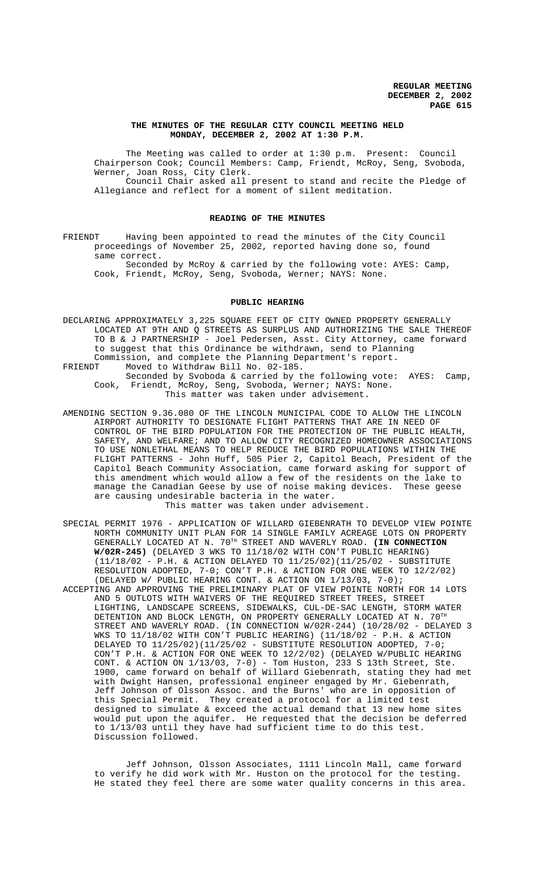**REGULAR MEETING**
**DECEMBER 2, 2002**

## THE MINUTES OF THE REGULAR CITY COUNCIL MEETING HELD MONDAY, DECEMBER 2, 2002 AT 1:30 P.M.

The Meeting was called to order at 1:30 p.m. Present: Council Chairperson Cook; Council Members: Camp, Friendt, McRoy, Seng, Svoboda, Werner, Joan Ross, City Clerk.

Council Chair asked all present to stand and recite the Pledge of Allegiance and reflect for a moment of silent meditation.

## READING OF THE MINUTES

FRIENDT Having been appointed to read the minutes of the City Council proceedings of November 25, 2002, reported having done so, found same correct.

Seconded by McRoy & carried by the following vote: AYES: Camp, Cook, Friendt, McRoy, Seng, Svoboda, Werner; NAYS: None.

## PUBLIC HEARING

DECLARING APPROXIMATELY 3,225 SQUARE FEET OF CITY OWNED PROPERTY GENERALLY LOCATED AT 9TH AND Q STREETS AS SURPLUS AND AUTHORIZING THE SALE THEREOF TO B & J PARTNERSHIP - Joel Pedersen, Asst. City Attorney, came forward to suggest that this Ordinance be withdrawn, send to Planning Commission, and complete the Planning Department's report.

FRIENDT Moved to Withdraw Bill No. 02-185.

Seconded by Svoboda & carried by the following vote: AYES: Camp, Cook, Friendt, McRoy, Seng, Svoboda, Werner; NAYS: None.

This matter was taken under advisement.

AMENDING SECTION 9.36.080 OF THE LINCOLN MUNICIPAL CODE TO ALLOW THE LINCOLN AIRPORT AUTHORITY TO DESIGNATE FLIGHT PATTERNS THAT ARE IN NEED OF CONTROL OF THE BIRD POPULATION FOR THE PROTECTION OF THE PUBLIC HEALTH, SAFETY, AND WELFARE; AND TO ALLOW CITY RECOGNIZED HOMEOWNER ASSOCIATIONS TO USE NONLETHAL MEANS TO HELP REDUCE THE BIRD POPULATIONS WITHIN THE FLIGHT PATTERNS - John Huff, 505 Pier 2, Capitol Beach, President of the Capitol Beach Community Association, came forward asking for support of this amendment which would allow a few of the residents on the lake to manage the Canadian Geese by use of noise making devices. These geese are causing undesirable bacteria in the water.

This matter was taken under advisement.

SPECIAL PERMIT 1976 - APPLICATION OF WILLARD GIEBENRATH TO DEVELOP VIEW POINTE NORTH COMMUNITY UNIT PLAN FOR 14 SINGLE FAMILY ACREAGE LOTS ON PROPERTY GENERALLY LOCATED AT N. 70TH STREET AND WAVERLY ROAD. **(IN CONNECTION W/02R-245)** (DELAYED 3 WKS TO 11/18/02 WITH CON'T PUBLIC HEARING) (11/18/02 - P.H. & ACTION DELAYED TO 11/25/02)(11/25/02 - SUBSTITUTE RESOLUTION ADOPTED, 7-0; CON'T P.H. & ACTION FOR ONE WEEK TO 12/2/02) (DELAYED W/ PUBLIC HEARING CONT. & ACTION ON 1/13/03, 7-0);

ACCEPTING AND APPROVING THE PRELIMINARY PLAT OF VIEW POINTE NORTH FOR 14 LOTS AND 5 OUTLOTS WITH WAIVERS OF THE REQUIRED STREET TREES, STREET LIGHTING, LANDSCAPE SCREENS, SIDEWALKS, CUL-DE-SAC LENGTH, STORM WATER DETENTION AND BLOCK LENGTH, ON PROPERTY GENERALLY LOCATED AT N. 70TH STREET AND WAVERLY ROAD. (IN CONNECTION W/02R-244) (10/28/02 - DELAYED 3 WKS TO 11/18/02 WITH CON'T PUBLIC HEARING) (11/18/02 - P.H. & ACTION DELAYED TO 11/25/02)(11/25/02 - SUBSTITUTE RESOLUTION ADOPTED, 7-0; CON'T P.H. & ACTION FOR ONE WEEK TO 12/2/02) (DELAYED W/PUBLIC HEARING CONT. & ACTION ON 1/13/03, 7-0) - Tom Huston, 233 S 13th Street, Ste. 1900, came forward on behalf of Willard Giebenrath, stating they had met with Dwight Hansen, professional engineer engaged by Mr. Giebenrath, Jeff Johnson of Olsson Assoc. and the Burns' who are in opposition of this Special Permit. They created a protocol for a limited test designed to simulate & exceed the actual demand that 13 new home sites would put upon the aquifer. He requested that the decision be deferred to 1/13/03 until they have had sufficient time to do this test. Discussion followed.

Jeff Johnson, Olsson Associates, 1111 Lincoln Mall, came forward to verify he did work with Mr. Huston on the protocol for the testing. He stated they feel there are some water quality concerns in this area.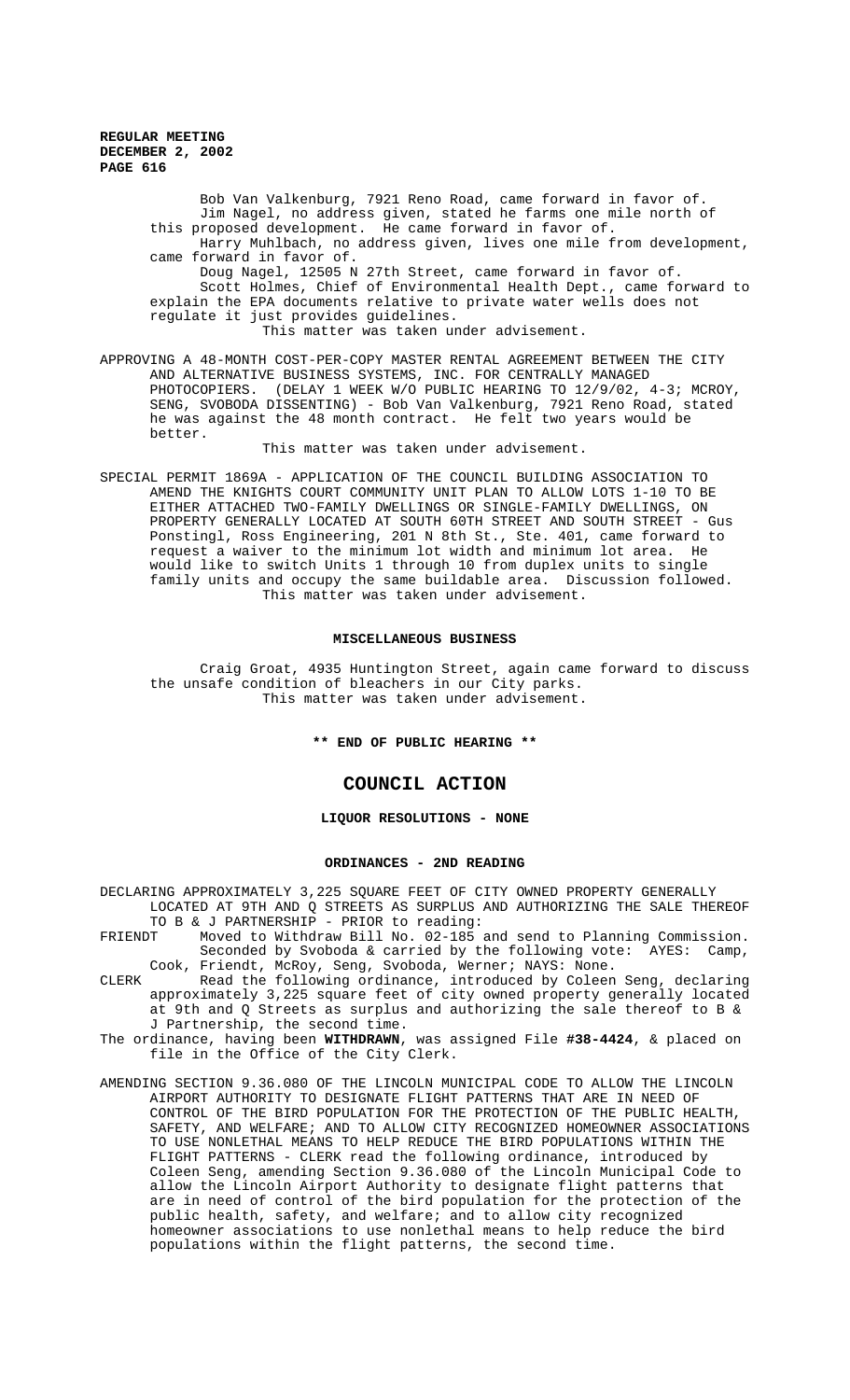Bob Van Valkenburg, 7921 Reno Road, came forward in favor of.

Jim Nagel, no address given, stated he farms one mile north of this proposed development. He came forward in favor of.

Harry Muhlbach, no address given, lives one mile from development, came forward in favor of.

Doug Nagel, 12505 N 27th Street, came forward in favor of.

Scott Holmes, Chief of Environmental Health Dept., came forward to explain the EPA documents relative to private water wells does not regulate it just provides guidelines.

This matter was taken under advisement.

APPROVING A 48-MONTH COST-PER-COPY MASTER RENTAL AGREEMENT BETWEEN THE CITY AND ALTERNATIVE BUSINESS SYSTEMS, INC. FOR CENTRALLY MANAGED PHOTOCOPIERS. (DELAY 1 WEEK W/O PUBLIC HEARING TO 12/9/02, 4-3; MCROY, SENG, SVOBODA DISSENTING) - Bob Van Valkenburg, 7921 Reno Road, stated he was against the 48 month contract. He felt two years would be better.

This matter was taken under advisement.

SPECIAL PERMIT 1869A - APPLICATION OF THE COUNCIL BUILDING ASSOCIATION TO AMEND THE KNIGHTS COURT COMMUNITY UNIT PLAN TO ALLOW LOTS 1-10 TO BE EITHER ATTACHED TWO-FAMILY DWELLINGS OR SINGLE-FAMILY DWELLINGS, ON PROPERTY GENERALLY LOCATED AT SOUTH 60TH STREET AND SOUTH STREET - Gus Ponstingl, Ross Engineering, 201 N 8th St., Ste. 401, came forward to request a waiver to the minimum lot width and minimum lot area. He would like to switch Units 1 through 10 from duplex units to single family units and occupy the same buildable area. Discussion followed.

This matter was taken under advisement.

## MISCELLANEOUS BUSINESS

Craig Groat, 4935 Huntington Street, again came forward to discuss the unsafe condition of bleachers in our City parks.

This matter was taken under advisement.

**\*\* END OF PUBLIC HEARING \*\***

# COUNCIL ACTION

## LIQUOR RESOLUTIONS - NONE

## ORDINANCES - 2ND READING

DECLARING APPROXIMATELY 3,225 SQUARE FEET OF CITY OWNED PROPERTY GENERALLY LOCATED AT 9TH AND Q STREETS AS SURPLUS AND AUTHORIZING THE SALE THEREOF TO B & J PARTNERSHIP - PRIOR to reading:

FRIENDT Moved to Withdraw Bill No. 02-185 and send to Planning Commission. Seconded by Svoboda & carried by the following vote: AYES: Camp, Cook, Friendt, McRoy, Seng, Svoboda, Werner; NAYS: None.

CLERK Read the following ordinance, introduced by Coleen Seng, declaring approximately 3,225 square feet of city owned property generally located at 9th and Q Streets as surplus and authorizing the sale thereof to B & J Partnership, the second time.

The ordinance, having been **WITHDRAWN**, was assigned File **#38-4424**, & placed on file in the Office of the City Clerk.

AMENDING SECTION 9.36.080 OF THE LINCOLN MUNICIPAL CODE TO ALLOW THE LINCOLN AIRPORT AUTHORITY TO DESIGNATE FLIGHT PATTERNS THAT ARE IN NEED OF CONTROL OF THE BIRD POPULATION FOR THE PROTECTION OF THE PUBLIC HEALTH, SAFETY, AND WELFARE; AND TO ALLOW CITY RECOGNIZED HOMEOWNER ASSOCIATIONS TO USE NONLETHAL MEANS TO HELP REDUCE THE BIRD POPULATIONS WITHIN THE FLIGHT PATTERNS - CLERK read the following ordinance, introduced by Coleen Seng, amending Section 9.36.080 of the Lincoln Municipal Code to allow the Lincoln Airport Authority to designate flight patterns that are in need of control of the bird population for the protection of the public health, safety, and welfare; and to allow city recognized homeowner associations to use nonlethal means to help reduce the bird populations within the flight patterns, the second time.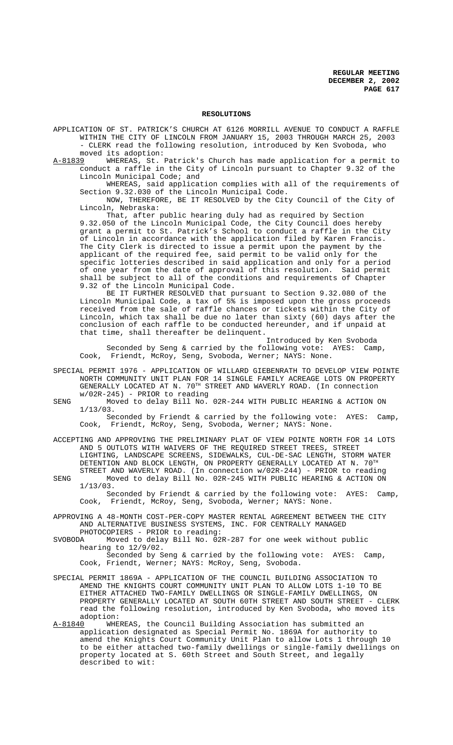## RESOLUTIONS

APPLICATION OF ST. PATRICK'S CHURCH AT 6126 MORRILL AVENUE TO CONDUCT A RAFFLE WITHIN THE CITY OF LINCOLN FROM JANUARY 15, 2003 THROUGH MARCH 25, 2003 - CLERK read the following resolution, introduced by Ken Svoboda, who moved its adoption:

A-81839 WHEREAS, St. Patrick's Church has made application for a permit to conduct a raffle in the City of Lincoln pursuant to Chapter 9.32 of the Lincoln Municipal Code; and

WHEREAS, said application complies with all of the requirements of Section 9.32.030 of the Lincoln Municipal Code.

NOW, THEREFORE, BE IT RESOLVED by the City Council of the City of Lincoln, Nebraska:

That, after public hearing duly had as required by Section 9.32.050 of the Lincoln Municipal Code, the City Council does hereby grant a permit to St. Patrick's School to conduct a raffle in the City of Lincoln in accordance with the application filed by Karen Francis. The City Clerk is directed to issue a permit upon the payment by the applicant of the required fee, said permit to be valid only for the specific lotteries described in said application and only for a period of one year from the date of approval of this resolution. Said permit shall be subject to all of the conditions and requirements of Chapter 9.32 of the Lincoln Municipal Code.

BE IT FURTHER RESOLVED that pursuant to Section 9.32.080 of the Lincoln Municipal Code, a tax of 5% is imposed upon the gross proceeds received from the sale of raffle chances or tickets within the City of Lincoln, which tax shall be due no later than sixty (60) days after the conclusion of each raffle to be conducted hereunder, and if unpaid at that time, shall thereafter be delinquent.

Introduced by Ken Svoboda

Seconded by Seng & carried by the following vote: AYES: Camp, Cook, Friendt, McRoy, Seng, Svoboda, Werner; NAYS: None.

SPECIAL PERMIT 1976 - APPLICATION OF WILLARD GIEBENRATH TO DEVELOP VIEW POINTE NORTH COMMUNITY UNIT PLAN FOR 14 SINGLE FAMILY ACREAGE LOTS ON PROPERTY GENERALLY LOCATED AT N. 70TH STREET AND WAVERLY ROAD. (In connection w/02R-245) - PRIOR to reading

SENG Moved to delay Bill No. 02R-244 WITH PUBLIC HEARING & ACTION ON 1/13/03.

Seconded by Friendt & carried by the following vote: AYES: Camp, Cook, Friendt, McRoy, Seng, Svoboda, Werner; NAYS: None.

ACCEPTING AND APPROVING THE PRELIMINARY PLAT OF VIEW POINTE NORTH FOR 14 LOTS AND 5 OUTLOTS WITH WAIVERS OF THE REQUIRED STREET TREES, STREET LIGHTING, LANDSCAPE SCREENS, SIDEWALKS, CUL-DE-SAC LENGTH, STORM WATER DETENTION AND BLOCK LENGTH, ON PROPERTY GENERALLY LOCATED AT N. 70TH STREET AND WAVERLY ROAD. (In connection w/02R-244) - PRIOR to reading

SENG Moved to delay Bill No. 02R-245 WITH PUBLIC HEARING & ACTION ON 1/13/03.

Seconded by Friendt & carried by the following vote: AYES: Camp, Cook, Friendt, McRoy, Seng, Svoboda, Werner; NAYS: None.

APPROVING A 48-MONTH COST-PER-COPY MASTER RENTAL AGREEMENT BETWEEN THE CITY AND ALTERNATIVE BUSINESS SYSTEMS, INC. FOR CENTRALLY MANAGED PHOTOCOPIERS - PRIOR to reading:

SVOBODA Moved to delay Bill No. 02R-287 for one week without public hearing to 12/9/02.

Seconded by Seng & carried by the following vote: AYES: Camp, Cook, Friendt, Werner; NAYS: McRoy, Seng, Svoboda.

SPECIAL PERMIT 1869A - APPLICATION OF THE COUNCIL BUILDING ASSOCIATION TO AMEND THE KNIGHTS COURT COMMUNITY UNIT PLAN TO ALLOW LOTS 1-10 TO BE EITHER ATTACHED TWO-FAMILY DWELLINGS OR SINGLE-FAMILY DWELLINGS, ON PROPERTY GENERALLY LOCATED AT SOUTH 60TH STREET AND SOUTH STREET - CLERK read the following resolution, introduced by Ken Svoboda, who moved its adoption:

A-81840 WHEREAS, the Council Building Association has submitted an application designated as Special Permit No. 1869A for authority to amend the Knights Court Community Unit Plan to allow Lots 1 through 10 to be either attached two-family dwellings or single-family dwellings on property located at S. 60th Street and South Street, and legally described to wit: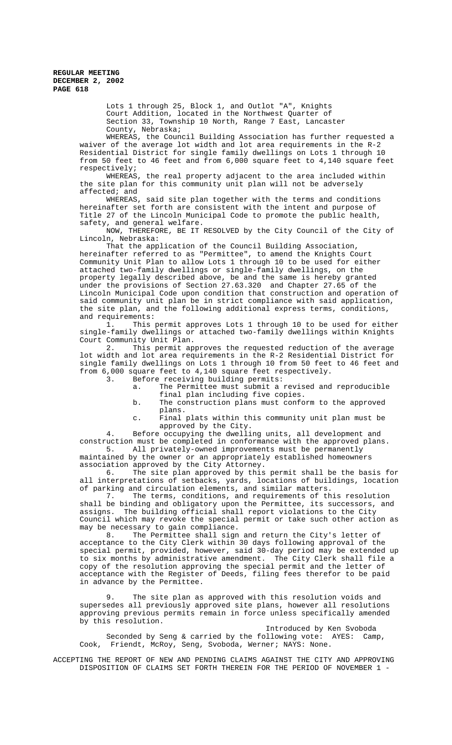Lots 1 through 25, Block 1, and Outlot "A", Knights Court Addition, located in the Northwest Quarter of Section 33, Township 10 North, Range 7 East, Lancaster County, Nebraska;

WHEREAS, the Council Building Association has further requested a waiver of the average lot width and lot area requirements in the R-2 Residential District for single family dwellings on Lots 1 through 10 from 50 feet to 46 feet and from 6,000 square feet to 4,140 square feet respectively;

WHEREAS, the real property adjacent to the area included within the site plan for this community unit plan will not be adversely affected; and

WHEREAS, said site plan together with the terms and conditions hereinafter set forth are consistent with the intent and purpose of Title 27 of the Lincoln Municipal Code to promote the public health, safety, and general welfare.

NOW, THEREFORE, BE IT RESOLVED by the City Council of the City of Lincoln, Nebraska:

That the application of the Council Building Association, hereinafter referred to as "Permittee", to amend the Knights Court Community Unit Plan to allow Lots 1 through 10 to be used for either attached two-family dwellings or single-family dwellings, on the property legally described above, be and the same is hereby granted under the provisions of Section 27.63.320 and Chapter 27.65 of the Lincoln Municipal Code upon condition that construction and operation of said community unit plan be in strict compliance with said application, the site plan, and the following additional express terms, conditions, and requirements:

1. This permit approves Lots 1 through 10 to be used for either single-family dwellings or attached two-family dwellings within Knights Court Community Unit Plan.
2. This permit approves the requested reduction of the average lot width and lot area requirements in the R-2 Residential District for single family dwellings on Lots 1 through 10 from 50 feet to 46 feet and from 6,000 square feet to 4,140 square feet respectively.
3. Before receiving building permits:
   a. The Permittee must submit a revised and reproducible final plan including five copies.
   b. The construction plans must conform to the approved plans.
   c. Final plats within this community unit plan must be approved by the City.
4. Before occupying the dwelling units, all development and construction must be completed in conformance with the approved plans.
5. All privately-owned improvements must be permanently maintained by the owner or an appropriately established homeowners association approved by the City Attorney.
6. The site plan approved by this permit shall be the basis for all interpretations of setbacks, yards, locations of buildings, location of parking and circulation elements, and similar matters.
7. The terms, conditions, and requirements of this resolution shall be binding and obligatory upon the Permittee, its successors, and assigns. The building official shall report violations to the City Council which may revoke the special permit or take such other action as may be necessary to gain compliance.
8. The Permittee shall sign and return the City's letter of acceptance to the City Clerk within 30 days following approval of the special permit, provided, however, said 30-day period may be extended up to six months by administrative amendment. The City Clerk shall file a copy of the resolution approving the special permit and the letter of acceptance with the Register of Deeds, filing fees therefor to be paid in advance by the Permittee.
9. The site plan as approved with this resolution voids and supersedes all previously approved site plans, however all resolutions approving previous permits remain in force unless specifically amended by this resolution.

Introduced by Ken Svoboda

Seconded by Seng & carried by the following vote: AYES: Camp, Cook, Friendt, McRoy, Seng, Svoboda, Werner; NAYS: None.

ACCEPTING THE REPORT OF NEW AND PENDING CLAIMS AGAINST THE CITY AND APPROVING DISPOSITION OF CLAIMS SET FORTH THEREIN FOR THE PERIOD OF NOVEMBER 1 -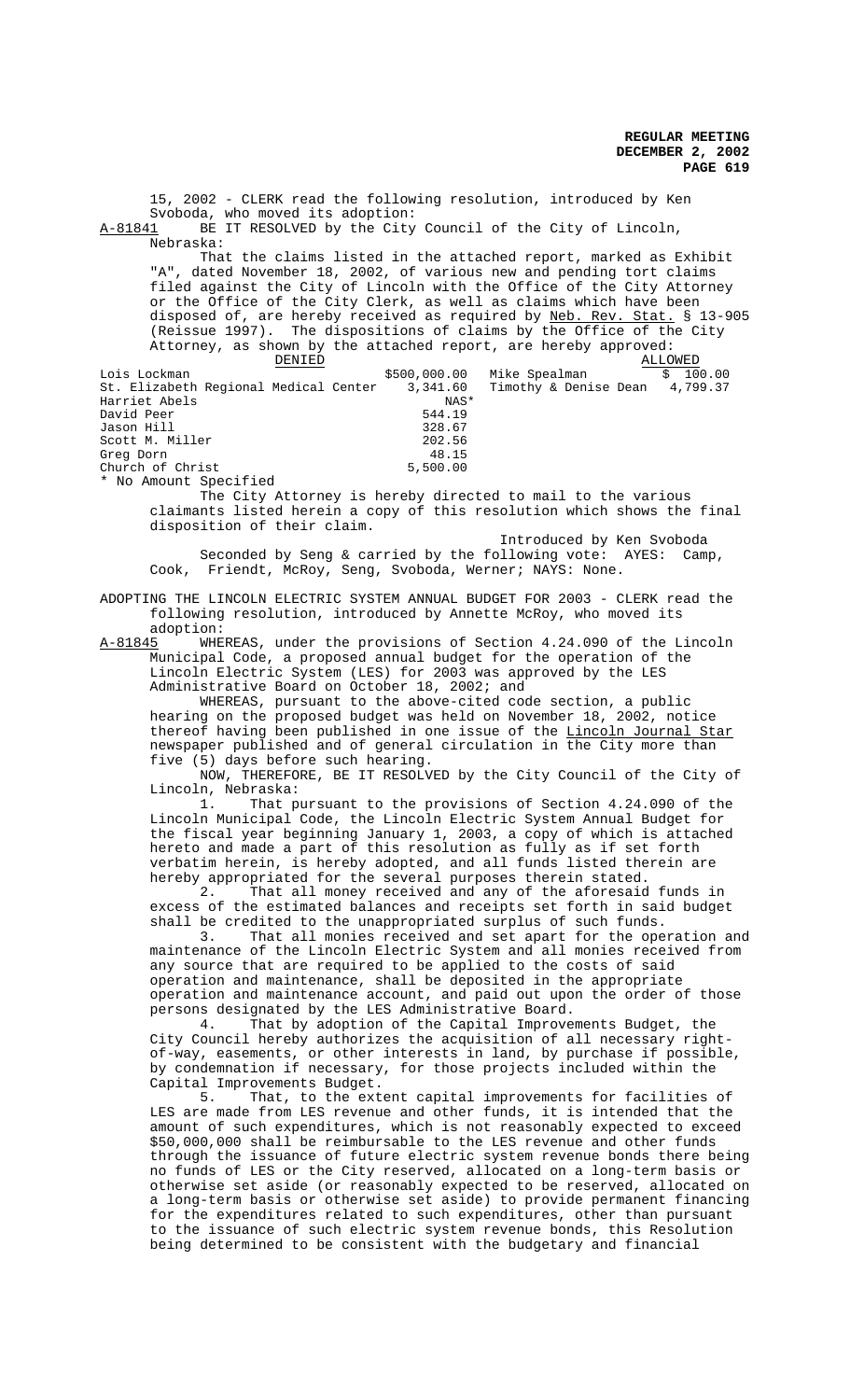15, 2002 - CLERK read the following resolution, introduced by Ken Svoboda, who moved its adoption:

A-81841 BE IT RESOLVED by the City Council of the City of Lincoln, Nebraska:

That the claims listed in the attached report, marked as Exhibit "A", dated November 18, 2002, of various new and pending tort claims filed against the City of Lincoln with the Office of the City Attorney or the Office of the City Clerk, as well as claims which have been disposed of, are hereby received as required by Neb. Rev. Stat. § 13-905 (Reissue 1997). The dispositions of claims by the Office of the City Attorney, as shown by the attached report, are hereby approved:

| DENIED | | ALLOWED | |
|---|---|---|---|
| Lois Lockman | $500,000.00 | Mike Spealman | $ 100.00 |
| St. Elizabeth Regional Medical Center | 3,341.60 | Timothy & Denise Dean | 4,799.37 |
| Harriet Abels | NAS* | | |
| David Peer | 544.19 | | |
| Jason Hill | 328.67 | | |
| Scott M. Miller | 202.56 | | |
| Greg Dorn | 48.15 | | |
| Church of Christ | 5,500.00 | | |

* No Amount Specified

The City Attorney is hereby directed to mail to the various claimants listed herein a copy of this resolution which shows the final disposition of their claim.

Introduced by Ken Svoboda

Seconded by Seng & carried by the following vote: AYES: Camp, Cook, Friendt, McRoy, Seng, Svoboda, Werner; NAYS: None.

ADOPTING THE LINCOLN ELECTRIC SYSTEM ANNUAL BUDGET FOR 2003 - CLERK read the following resolution, introduced by Annette McRoy, who moved its adoption:

A-81845 WHEREAS, under the provisions of Section 4.24.090 of the Lincoln Municipal Code, a proposed annual budget for the operation of the Lincoln Electric System (LES) for 2003 was approved by the LES Administrative Board on October 18, 2002; and

WHEREAS, pursuant to the above-cited code section, a public hearing on the proposed budget was held on November 18, 2002, notice thereof having been published in one issue of the Lincoln Journal Star newspaper published and of general circulation in the City more than five (5) days before such hearing.

NOW, THEREFORE, BE IT RESOLVED by the City Council of the City of Lincoln, Nebraska:

1. That pursuant to the provisions of Section 4.24.090 of the Lincoln Municipal Code, the Lincoln Electric System Annual Budget for the fiscal year beginning January 1, 2003, a copy of which is attached hereto and made a part of this resolution as fully as if set forth verbatim herein, is hereby adopted, and all funds listed therein are hereby appropriated for the several purposes therein stated.

2. That all money received and any of the aforesaid funds in excess of the estimated balances and receipts set forth in said budget shall be credited to the unappropriated surplus of such funds.

3. That all monies received and set apart for the operation and maintenance of the Lincoln Electric System and all monies received from any source that are required to be applied to the costs of said operation and maintenance, shall be deposited in the appropriate operation and maintenance account, and paid out upon the order of those persons designated by the LES Administrative Board.

4. That by adoption of the Capital Improvements Budget, the City Council hereby authorizes the acquisition of all necessary right-of-way, easements, or other interests in land, by purchase if possible, by condemnation if necessary, for those projects included within the Capital Improvements Budget.

5. That, to the extent capital improvements for facilities of LES are made from LES revenue and other funds, it is intended that the amount of such expenditures, which is not reasonably expected to exceed $50,000,000 shall be reimbursable to the LES revenue and other funds through the issuance of future electric system revenue bonds there being no funds of LES or the City reserved, allocated on a long-term basis or otherwise set aside (or reasonably expected to be reserved, allocated on a long-term basis or otherwise set aside) to provide permanent financing for the expenditures related to such expenditures, other than pursuant to the issuance of such electric system revenue bonds, this Resolution being determined to be consistent with the budgetary and financial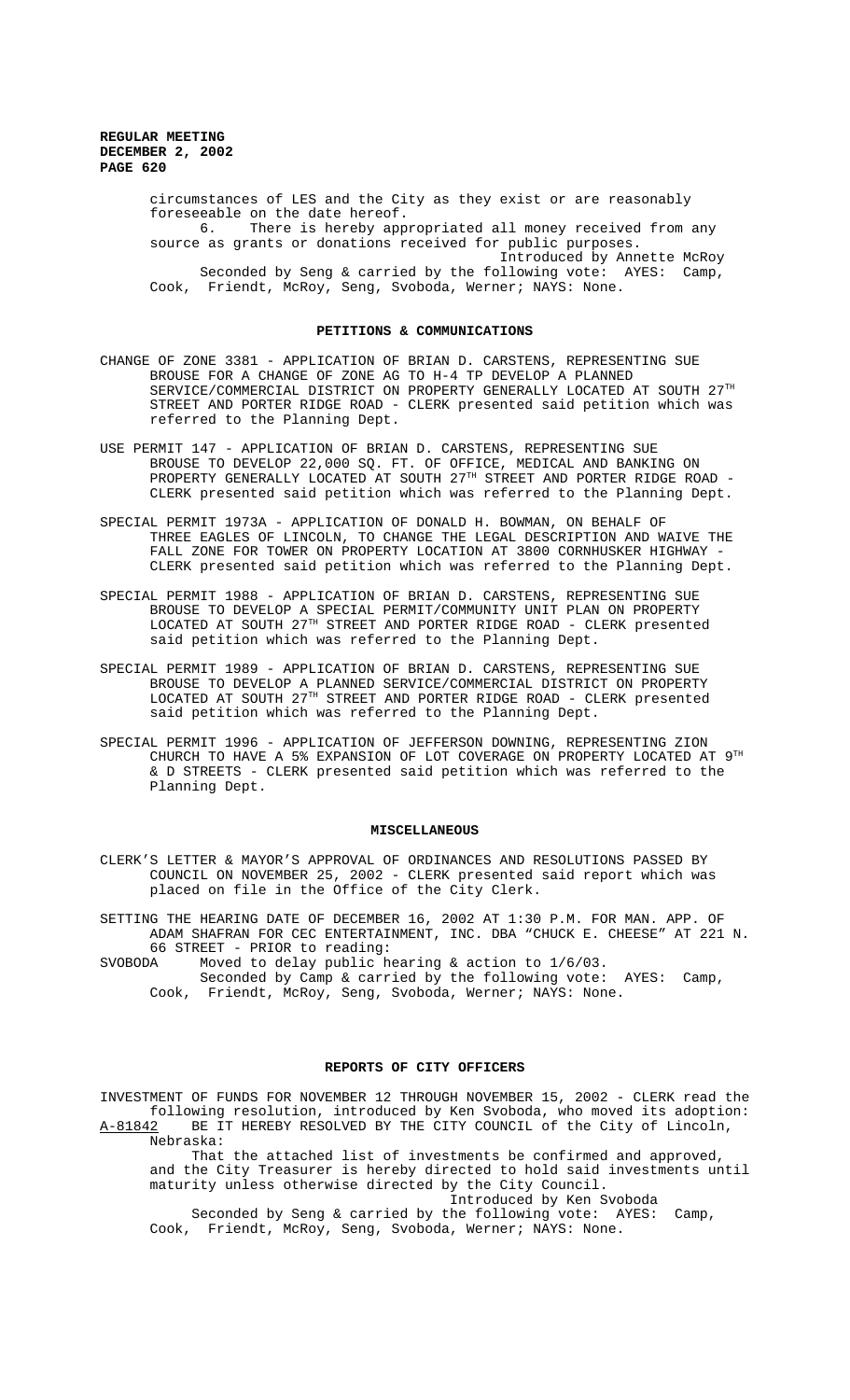circumstances of LES and the City as they exist or are reasonably foreseeable on the date hereof.

6. There is hereby appropriated all money received from any source as grants or donations received for public purposes.

Introduced by Annette McRoy

Seconded by Seng & carried by the following vote: AYES: Camp, Cook, Friendt, McRoy, Seng, Svoboda, Werner; NAYS: None.

## PETITIONS & COMMUNICATIONS

CHANGE OF ZONE 3381 - APPLICATION OF BRIAN D. CARSTENS, REPRESENTING SUE BROUSE FOR A CHANGE OF ZONE AG TO H-4 TP DEVELOP A PLANNED SERVICE/COMMERCIAL DISTRICT ON PROPERTY GENERALLY LOCATED AT SOUTH 27TH STREET AND PORTER RIDGE ROAD - CLERK presented said petition which was referred to the Planning Dept.

USE PERMIT 147 - APPLICATION OF BRIAN D. CARSTENS, REPRESENTING SUE BROUSE TO DEVELOP 22,000 SQ. FT. OF OFFICE, MEDICAL AND BANKING ON PROPERTY GENERALLY LOCATED AT SOUTH 27TH STREET AND PORTER RIDGE ROAD - CLERK presented said petition which was referred to the Planning Dept.

SPECIAL PERMIT 1973A - APPLICATION OF DONALD H. BOWMAN, ON BEHALF OF THREE EAGLES OF LINCOLN, TO CHANGE THE LEGAL DESCRIPTION AND WAIVE THE FALL ZONE FOR TOWER ON PROPERTY LOCATION AT 3800 CORNHUSKER HIGHWAY - CLERK presented said petition which was referred to the Planning Dept.

SPECIAL PERMIT 1988 - APPLICATION OF BRIAN D. CARSTENS, REPRESENTING SUE BROUSE TO DEVELOP A SPECIAL PERMIT/COMMUNITY UNIT PLAN ON PROPERTY LOCATED AT SOUTH 27TH STREET AND PORTER RIDGE ROAD - CLERK presented said petition which was referred to the Planning Dept.

SPECIAL PERMIT 1989 - APPLICATION OF BRIAN D. CARSTENS, REPRESENTING SUE BROUSE TO DEVELOP A PLANNED SERVICE/COMMERCIAL DISTRICT ON PROPERTY LOCATED AT SOUTH 27TH STREET AND PORTER RIDGE ROAD - CLERK presented said petition which was referred to the Planning Dept.

SPECIAL PERMIT 1996 - APPLICATION OF JEFFERSON DOWNING, REPRESENTING ZION CHURCH TO HAVE A 5% EXPANSION OF LOT COVERAGE ON PROPERTY LOCATED AT 9TH & D STREETS - CLERK presented said petition which was referred to the Planning Dept.

## MISCELLANEOUS

CLERK'S LETTER & MAYOR'S APPROVAL OF ORDINANCES AND RESOLUTIONS PASSED BY COUNCIL ON NOVEMBER 25, 2002 - CLERK presented said report which was placed on file in the Office of the City Clerk.

SETTING THE HEARING DATE OF DECEMBER 16, 2002 AT 1:30 P.M. FOR MAN. APP. OF ADAM SHAFRAN FOR CEC ENTERTAINMENT, INC. DBA "CHUCK E. CHEESE" AT 221 N. 66 STREET - PRIOR to reading:

SVOBODA Moved to delay public hearing & action to 1/6/03.

Seconded by Camp & carried by the following vote: AYES: Camp, Cook, Friendt, McRoy, Seng, Svoboda, Werner; NAYS: None.

## REPORTS OF CITY OFFICERS

INVESTMENT OF FUNDS FOR NOVEMBER 12 THROUGH NOVEMBER 15, 2002 - CLERK read the following resolution, introduced by Ken Svoboda, who moved its adoption:

A-81842 BE IT HEREBY RESOLVED BY THE CITY COUNCIL of the City of Lincoln, Nebraska:

That the attached list of investments be confirmed and approved, and the City Treasurer is hereby directed to hold said investments until maturity unless otherwise directed by the City Council.

Introduced by Ken Svoboda

Seconded by Seng & carried by the following vote: AYES: Camp, Cook, Friendt, McRoy, Seng, Svoboda, Werner; NAYS: None.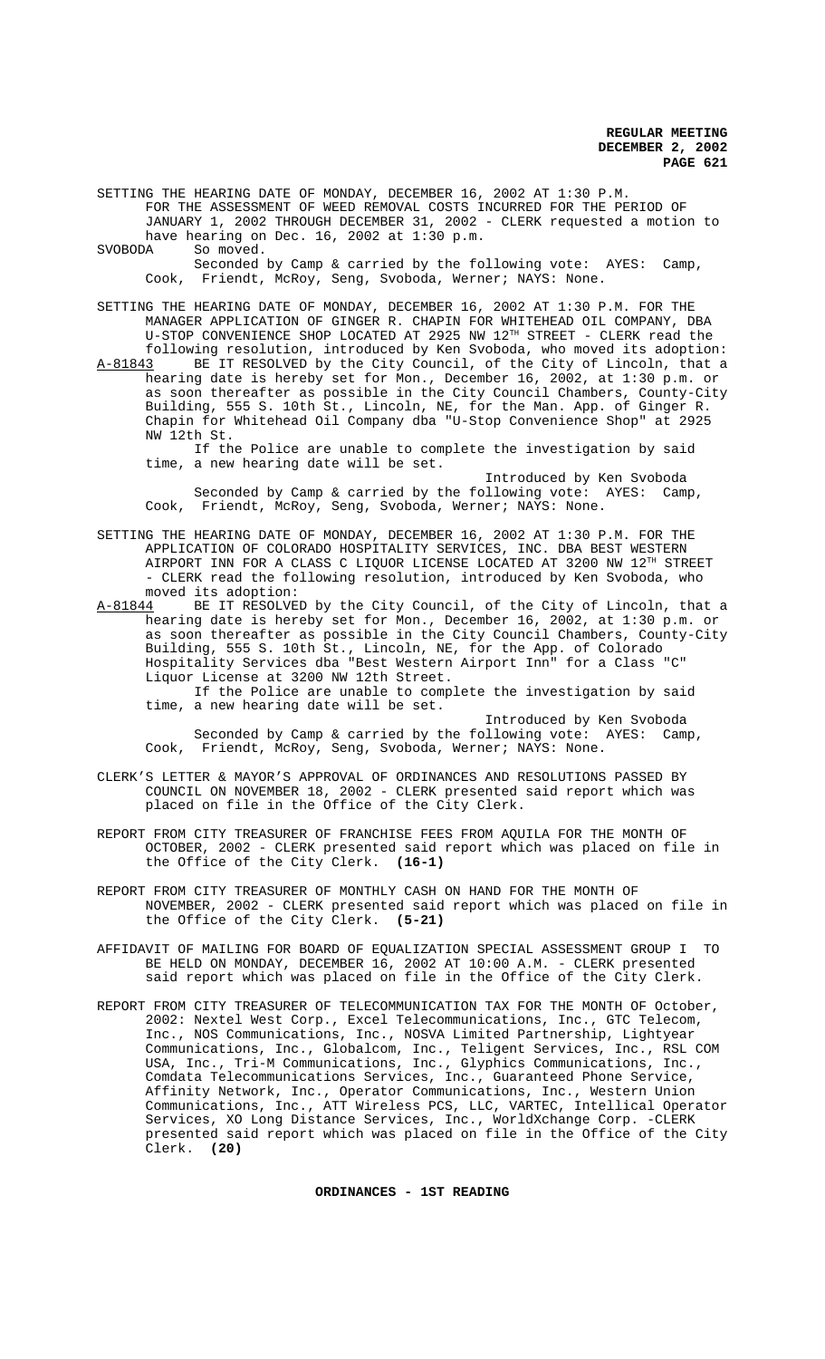SETTING THE HEARING DATE OF MONDAY, DECEMBER 16, 2002 AT 1:30 P.M. FOR THE ASSESSMENT OF WEED REMOVAL COSTS INCURRED FOR THE PERIOD OF JANUARY 1, 2002 THROUGH DECEMBER 31, 2002 - CLERK requested a motion to have hearing on Dec. 16, 2002 at 1:30 p.m.

SVOBODA So moved.

Seconded by Camp & carried by the following vote: AYES: Camp, Cook, Friendt, McRoy, Seng, Svoboda, Werner; NAYS: None.

SETTING THE HEARING DATE OF MONDAY, DECEMBER 16, 2002 AT 1:30 P.M. FOR THE MANAGER APPLICATION OF GINGER R. CHAPIN FOR WHITEHEAD OIL COMPANY, DBA U-STOP CONVENIENCE SHOP LOCATED AT 2925 NW 12TH STREET - CLERK read the following resolution, introduced by Ken Svoboda, who moved its adoption:

A-81843 BE IT RESOLVED by the City Council, of the City of Lincoln, that a hearing date is hereby set for Mon., December 16, 2002, at 1:30 p.m. or as soon thereafter as possible in the City Council Chambers, County-City Building, 555 S. 10th St., Lincoln, NE, for the Man. App. of Ginger R. Chapin for Whitehead Oil Company dba "U-Stop Convenience Shop" at 2925 NW 12th St.

If the Police are unable to complete the investigation by said time, a new hearing date will be set.

Introduced by Ken Svoboda

Seconded by Camp & carried by the following vote: AYES: Camp, Cook, Friendt, McRoy, Seng, Svoboda, Werner; NAYS: None.

SETTING THE HEARING DATE OF MONDAY, DECEMBER 16, 2002 AT 1:30 P.M. FOR THE APPLICATION OF COLORADO HOSPITALITY SERVICES, INC. DBA BEST WESTERN AIRPORT INN FOR A CLASS C LIQUOR LICENSE LOCATED AT 3200 NW 12TH STREET - CLERK read the following resolution, introduced by Ken Svoboda, who moved its adoption:

A-81844 BE IT RESOLVED by the City Council, of the City of Lincoln, that a hearing date is hereby set for Mon., December 16, 2002, at 1:30 p.m. or as soon thereafter as possible in the City Council Chambers, County-City Building, 555 S. 10th St., Lincoln, NE, for the App. of Colorado Hospitality Services dba "Best Western Airport Inn" for a Class "C" Liquor License at 3200 NW 12th Street.

If the Police are unable to complete the investigation by said time, a new hearing date will be set.

Introduced by Ken Svoboda

Seconded by Camp & carried by the following vote: AYES: Camp, Cook, Friendt, McRoy, Seng, Svoboda, Werner; NAYS: None.

CLERK'S LETTER & MAYOR'S APPROVAL OF ORDINANCES AND RESOLUTIONS PASSED BY COUNCIL ON NOVEMBER 18, 2002 - CLERK presented said report which was placed on file in the Office of the City Clerk.

REPORT FROM CITY TREASURER OF FRANCHISE FEES FROM AQUILA FOR THE MONTH OF OCTOBER, 2002 - CLERK presented said report which was placed on file in the Office of the City Clerk. **(16-1)**

REPORT FROM CITY TREASURER OF MONTHLY CASH ON HAND FOR THE MONTH OF NOVEMBER, 2002 - CLERK presented said report which was placed on file in the Office of the City Clerk. **(5-21)**

AFFIDAVIT OF MAILING FOR BOARD OF EQUALIZATION SPECIAL ASSESSMENT GROUP I TO BE HELD ON MONDAY, DECEMBER 16, 2002 AT 10:00 A.M. - CLERK presented said report which was placed on file in the Office of the City Clerk.

REPORT FROM CITY TREASURER OF TELECOMMUNICATION TAX FOR THE MONTH OF October, 2002: Nextel West Corp., Excel Telecommunications, Inc., GTC Telecom, Inc., NOS Communications, Inc., NOSVA Limited Partnership, Lightyear Communications, Inc., Globalcom, Inc., Teligent Services, Inc., RSL COM USA, Inc., Tri-M Communications, Inc., Glyphics Communications, Inc., Comdata Telecommunications Services, Inc., Guaranteed Phone Service, Affinity Network, Inc., Operator Communications, Inc., Western Union Communications, Inc., ATT Wireless PCS, LLC, VARTEC, Intellical Operator Services, XO Long Distance Services, Inc., WorldXchange Corp. -CLERK presented said report which was placed on file in the Office of the City Clerk. **(20)**

## ORDINANCES - 1ST READING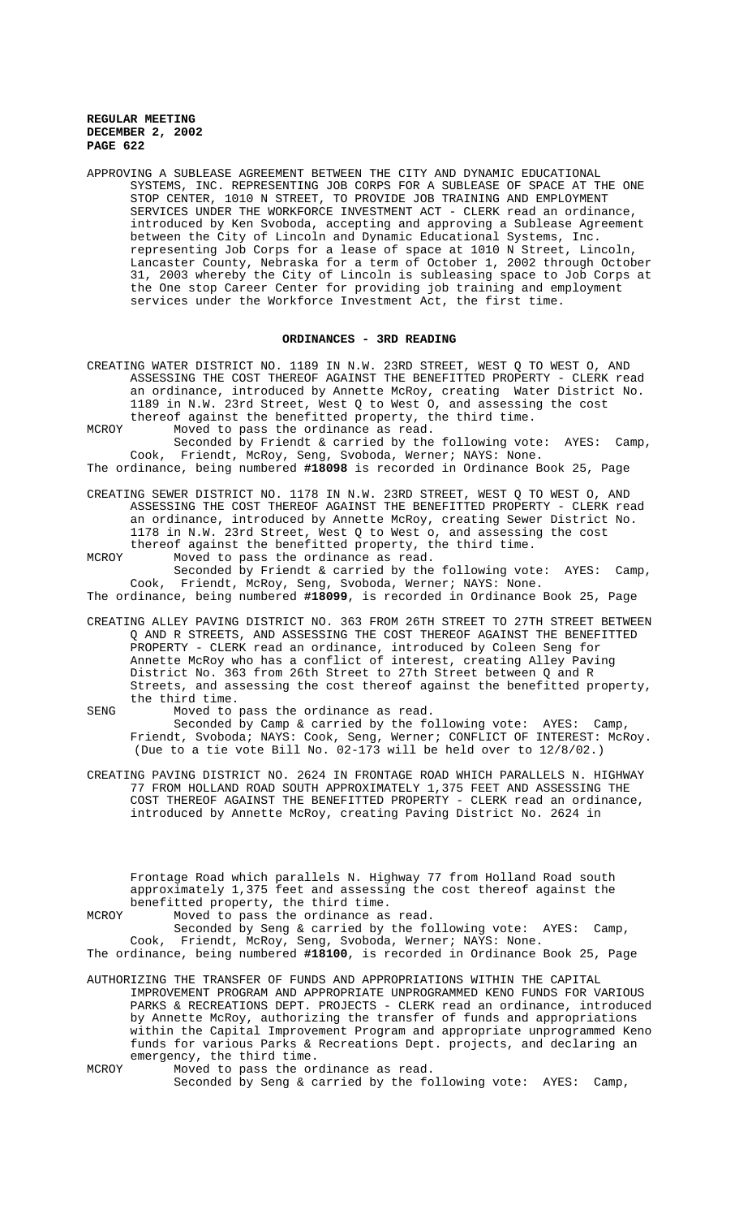APPROVING A SUBLEASE AGREEMENT BETWEEN THE CITY AND DYNAMIC EDUCATIONAL SYSTEMS, INC. REPRESENTING JOB CORPS FOR A SUBLEASE OF SPACE AT THE ONE STOP CENTER, 1010 N STREET, TO PROVIDE JOB TRAINING AND EMPLOYMENT SERVICES UNDER THE WORKFORCE INVESTMENT ACT - CLERK read an ordinance, introduced by Ken Svoboda, accepting and approving a Sublease Agreement between the City of Lincoln and Dynamic Educational Systems, Inc. representing Job Corps for a lease of space at 1010 N Street, Lincoln, Lancaster County, Nebraska for a term of October 1, 2002 through October 31, 2003 whereby the City of Lincoln is subleasing space to Job Corps at the One stop Career Center for providing job training and employment services under the Workforce Investment Act, the first time.

## ORDINANCES - 3RD READING

CREATING WATER DISTRICT NO. 1189 IN N.W. 23RD STREET, WEST Q TO WEST O, AND ASSESSING THE COST THEREOF AGAINST THE BENEFITTED PROPERTY - CLERK read an ordinance, introduced by Annette McRoy, creating Water District No. 1189 in N.W. 23rd Street, West Q to West O, and assessing the cost thereof against the benefitted property, the third time.

MCROY Moved to pass the ordinance as read.

Seconded by Friendt & carried by the following vote: AYES: Camp, Cook, Friendt, McRoy, Seng, Svoboda, Werner; NAYS: None.

The ordinance, being numbered **#18098** is recorded in Ordinance Book 25, Page

CREATING SEWER DISTRICT NO. 1178 IN N.W. 23RD STREET, WEST Q TO WEST O, AND ASSESSING THE COST THEREOF AGAINST THE BENEFITTED PROPERTY - CLERK read an ordinance, introduced by Annette McRoy, creating Sewer District No. 1178 in N.W. 23rd Street, West Q to West o, and assessing the cost thereof against the benefitted property, the third time.

MCROY Moved to pass the ordinance as read.

Seconded by Friendt & carried by the following vote: AYES: Camp, Cook, Friendt, McRoy, Seng, Svoboda, Werner; NAYS: None.

The ordinance, being numbered **#18099**, is recorded in Ordinance Book 25, Page

CREATING ALLEY PAVING DISTRICT NO. 363 FROM 26TH STREET TO 27TH STREET BETWEEN Q AND R STREETS, AND ASSESSING THE COST THEREOF AGAINST THE BENEFITTED PROPERTY - CLERK read an ordinance, introduced by Coleen Seng for Annette McRoy who has a conflict of interest, creating Alley Paving District No. 363 from 26th Street to 27th Street between Q and R Streets, and assessing the cost thereof against the benefitted property, the third time.

SENG Moved to pass the ordinance as read.

Seconded by Camp & carried by the following vote: AYES: Camp, Friendt, Svoboda; NAYS: Cook, Seng, Werner; CONFLICT OF INTEREST: McRoy. (Due to a tie vote Bill No. 02-173 will be held over to 12/8/02.)

CREATING PAVING DISTRICT NO. 2624 IN FRONTAGE ROAD WHICH PARALLELS N. HIGHWAY 77 FROM HOLLAND ROAD SOUTH APPROXIMATELY 1,375 FEET AND ASSESSING THE COST THEREOF AGAINST THE BENEFITTED PROPERTY - CLERK read an ordinance, introduced by Annette McRoy, creating Paving District No. 2624 in Frontage Road which parallels N. Highway 77 from Holland Road south approximately 1,375 feet and assessing the cost thereof against the benefitted property, the third time.

MCROY Moved to pass the ordinance as read.

Seconded by Seng & carried by the following vote: AYES: Camp, Cook, Friendt, McRoy, Seng, Svoboda, Werner; NAYS: None.

The ordinance, being numbered **#18100**, is recorded in Ordinance Book 25, Page

AUTHORIZING THE TRANSFER OF FUNDS AND APPROPRIATIONS WITHIN THE CAPITAL IMPROVEMENT PROGRAM AND APPROPRIATE UNPROGRAMMED KENO FUNDS FOR VARIOUS PARKS & RECREATIONS DEPT. PROJECTS - CLERK read an ordinance, introduced by Annette McRoy, authorizing the transfer of funds and appropriations within the Capital Improvement Program and appropriate unprogrammed Keno funds for various Parks & Recreations Dept. projects, and declaring an emergency, the third time.

MCROY Moved to pass the ordinance as read.

Seconded by Seng & carried by the following vote: AYES: Camp,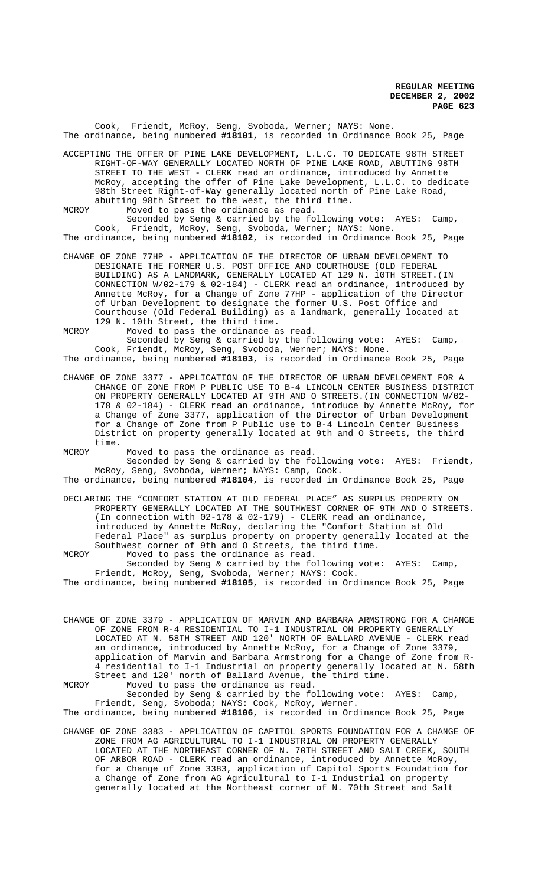Cook, Friendt, McRoy, Seng, Svoboda, Werner; NAYS: None.
The ordinance, being numbered **#18101**, is recorded in Ordinance Book 25, Page

ACCEPTING THE OFFER OF PINE LAKE DEVELOPMENT, L.L.C. TO DEDICATE 98TH STREET RIGHT-OF-WAY GENERALLY LOCATED NORTH OF PINE LAKE ROAD, ABUTTING 98TH STREET TO THE WEST - CLERK read an ordinance, introduced by Annette McRoy, accepting the offer of Pine Lake Development, L.L.C. to dedicate 98th Street Right-of-Way generally located north of Pine Lake Road, abutting 98th Street to the west, the third time.

MCROY Moved to pass the ordinance as read.
Seconded by Seng & carried by the following vote: AYES: Camp, Cook, Friendt, McRoy, Seng, Svoboda, Werner; NAYS: None.
The ordinance, being numbered **#18102**, is recorded in Ordinance Book 25, Page

CHANGE OF ZONE 77HP - APPLICATION OF THE DIRECTOR OF URBAN DEVELOPMENT TO DESIGNATE THE FORMER U.S. POST OFFICE AND COURTHOUSE (OLD FEDERAL BUILDING) AS A LANDMARK, GENERALLY LOCATED AT 129 N. 10TH STREET.(IN CONNECTION W/02-179 & 02-184) - CLERK read an ordinance, introduced by Annette McRoy, for a Change of Zone 77HP - application of the Director of Urban Development to designate the former U.S. Post Office and Courthouse (Old Federal Building) as a landmark, generally located at 129 N. 10th Street, the third time.

MCROY Moved to pass the ordinance as read.
Seconded by Seng & carried by the following vote: AYES: Camp, Cook, Friendt, McRoy, Seng, Svoboda, Werner; NAYS: None.
The ordinance, being numbered **#18103**, is recorded in Ordinance Book 25, Page

CHANGE OF ZONE 3377 - APPLICATION OF THE DIRECTOR OF URBAN DEVELOPMENT FOR A CHANGE OF ZONE FROM P PUBLIC USE TO B-4 LINCOLN CENTER BUSINESS DISTRICT ON PROPERTY GENERALLY LOCATED AT 9TH AND O STREETS.(IN CONNECTION W/02-178 & 02-184) - CLERK read an ordinance, introduce by Annette McRoy, for a Change of Zone 3377, application of the Director of Urban Development for a Change of Zone from P Public use to B-4 Lincoln Center Business District on property generally located at 9th and O Streets, the third time.

MCROY Moved to pass the ordinance as read.
Seconded by Seng & carried by the following vote: AYES: Friendt, McRoy, Seng, Svoboda, Werner; NAYS: Camp, Cook.
The ordinance, being numbered **#18104**, is recorded in Ordinance Book 25, Page

DECLARING THE "COMFORT STATION AT OLD FEDERAL PLACE" AS SURPLUS PROPERTY ON PROPERTY GENERALLY LOCATED AT THE SOUTHWEST CORNER OF 9TH AND O STREETS. (In connection with 02-178 & 02-179) - CLERK read an ordinance, introduced by Annette McRoy, declaring the "Comfort Station at Old Federal Place" as surplus property on property generally located at the Southwest corner of 9th and O Streets, the third time.

MCROY Moved to pass the ordinance as read.
Seconded by Seng & carried by the following vote: AYES: Camp, Friendt, McRoy, Seng, Svoboda, Werner; NAYS: Cook.
The ordinance, being numbered **#18105**, is recorded in Ordinance Book 25, Page

CHANGE OF ZONE 3379 - APPLICATION OF MARVIN AND BARBARA ARMSTRONG FOR A CHANGE OF ZONE FROM R-4 RESIDENTIAL TO I-1 INDUSTRIAL ON PROPERTY GENERALLY LOCATED AT N. 58TH STREET AND 120' NORTH OF BALLARD AVENUE - CLERK read an ordinance, introduced by Annette McRoy, for a Change of Zone 3379, application of Marvin and Barbara Armstrong for a Change of Zone from R-4 residential to I-1 Industrial on property generally located at N. 58th Street and 120' north of Ballard Avenue, the third time.

MCROY Moved to pass the ordinance as read.
Seconded by Seng & carried by the following vote: AYES: Camp, Friendt, Seng, Svoboda; NAYS: Cook, McRoy, Werner.
The ordinance, being numbered **#18106**, is recorded in Ordinance Book 25, Page

CHANGE OF ZONE 3383 - APPLICATION OF CAPITOL SPORTS FOUNDATION FOR A CHANGE OF ZONE FROM AG AGRICULTURAL TO I-1 INDUSTRIAL ON PROPERTY GENERALLY LOCATED AT THE NORTHEAST CORNER OF N. 70TH STREET AND SALT CREEK, SOUTH OF ARBOR ROAD - CLERK read an ordinance, introduced by Annette McRoy, for a Change of Zone 3383, application of Capitol Sports Foundation for a Change of Zone from AG Agricultural to I-1 Industrial on property generally located at the Northeast corner of N. 70th Street and Salt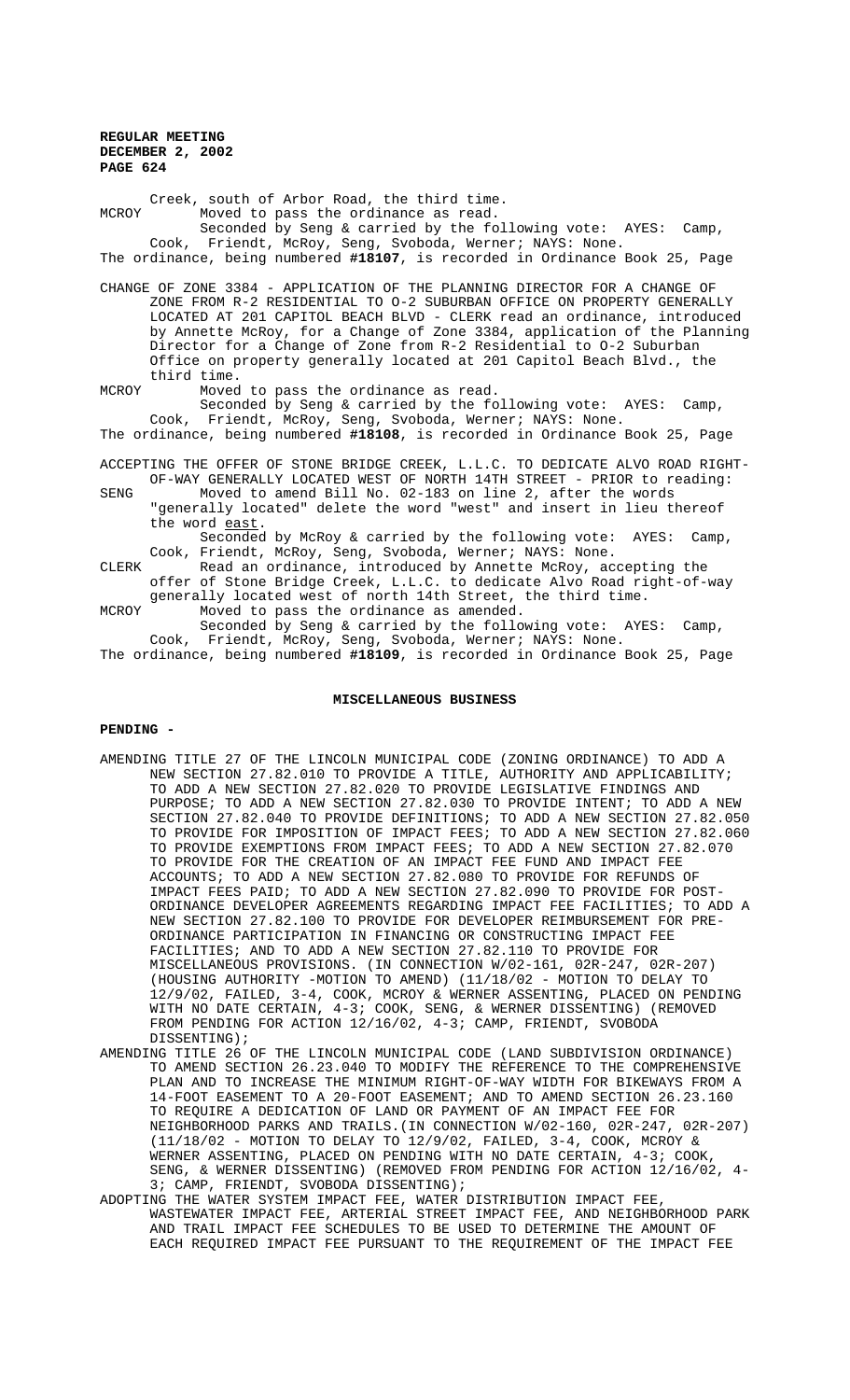Creek, south of Arbor Road, the third time.

MCROY Moved to pass the ordinance as read.

Seconded by Seng & carried by the following vote: AYES: Camp, Cook, Friendt, McRoy, Seng, Svoboda, Werner; NAYS: None.

The ordinance, being numbered **#18107**, is recorded in Ordinance Book 25, Page

CHANGE OF ZONE 3384 - APPLICATION OF THE PLANNING DIRECTOR FOR A CHANGE OF ZONE FROM R-2 RESIDENTIAL TO O-2 SUBURBAN OFFICE ON PROPERTY GENERALLY LOCATED AT 201 CAPITOL BEACH BLVD - CLERK read an ordinance, introduced by Annette McRoy, for a Change of Zone 3384, application of the Planning Director for a Change of Zone from R-2 Residential to O-2 Suburban Office on property generally located at 201 Capitol Beach Blvd., the third time.

MCROY Moved to pass the ordinance as read.

Seconded by Seng & carried by the following vote: AYES: Camp, Cook, Friendt, McRoy, Seng, Svoboda, Werner; NAYS: None.

The ordinance, being numbered **#18108**, is recorded in Ordinance Book 25, Page

ACCEPTING THE OFFER OF STONE BRIDGE CREEK, L.L.C. TO DEDICATE ALVO ROAD RIGHT-OF-WAY GENERALLY LOCATED WEST OF NORTH 14TH STREET - PRIOR to reading:

SENG Moved to amend Bill No. 02-183 on line 2, after the words "generally located" delete the word "west" and insert in lieu thereof the word east.

Seconded by McRoy & carried by the following vote: AYES: Camp, Cook, Friendt, McRoy, Seng, Svoboda, Werner; NAYS: None.

CLERK Read an ordinance, introduced by Annette McRoy, accepting the offer of Stone Bridge Creek, L.L.C. to dedicate Alvo Road right-of-way generally located west of north 14th Street, the third time.

MCROY Moved to pass the ordinance as amended.

Seconded by Seng & carried by the following vote: AYES: Camp, Cook, Friendt, McRoy, Seng, Svoboda, Werner; NAYS: None.

The ordinance, being numbered **#18109**, is recorded in Ordinance Book 25, Page

## MISCELLANEOUS BUSINESS

**PENDING -**

AMENDING TITLE 27 OF THE LINCOLN MUNICIPAL CODE (ZONING ORDINANCE) TO ADD A NEW SECTION 27.82.010 TO PROVIDE A TITLE, AUTHORITY AND APPLICABILITY; TO ADD A NEW SECTION 27.82.020 TO PROVIDE LEGISLATIVE FINDINGS AND PURPOSE; TO ADD A NEW SECTION 27.82.030 TO PROVIDE INTENT; TO ADD A NEW SECTION 27.82.040 TO PROVIDE DEFINITIONS; TO ADD A NEW SECTION 27.82.050 TO PROVIDE FOR IMPOSITION OF IMPACT FEES; TO ADD A NEW SECTION 27.82.060 TO PROVIDE EXEMPTIONS FROM IMPACT FEES; TO ADD A NEW SECTION 27.82.070 TO PROVIDE FOR THE CREATION OF AN IMPACT FEE FUND AND IMPACT FEE ACCOUNTS; TO ADD A NEW SECTION 27.82.080 TO PROVIDE FOR REFUNDS OF IMPACT FEES PAID; TO ADD A NEW SECTION 27.82.090 TO PROVIDE FOR POST-ORDINANCE DEVELOPER AGREEMENTS REGARDING IMPACT FEE FACILITIES; TO ADD A NEW SECTION 27.82.100 TO PROVIDE FOR DEVELOPER REIMBURSEMENT FOR PRE-ORDINANCE PARTICIPATION IN FINANCING OR CONSTRUCTING IMPACT FEE FACILITIES; AND TO ADD A NEW SECTION 27.82.110 TO PROVIDE FOR MISCELLANEOUS PROVISIONS. (IN CONNECTION W/02-161, 02R-247, 02R-207) (HOUSING AUTHORITY -MOTION TO AMEND) (11/18/02 - MOTION TO DELAY TO 12/9/02, FAILED, 3-4, COOK, MCROY & WERNER ASSENTING, PLACED ON PENDING WITH NO DATE CERTAIN, 4-3; COOK, SENG, & WERNER DISSENTING) (REMOVED FROM PENDING FOR ACTION 12/16/02, 4-3; CAMP, FRIENDT, SVOBODA DISSENTING);

AMENDING TITLE 26 OF THE LINCOLN MUNICIPAL CODE (LAND SUBDIVISION ORDINANCE) TO AMEND SECTION 26.23.040 TO MODIFY THE REFERENCE TO THE COMPREHENSIVE PLAN AND TO INCREASE THE MINIMUM RIGHT-OF-WAY WIDTH FOR BIKEWAYS FROM A 14-FOOT EASEMENT TO A 20-FOOT EASEMENT; AND TO AMEND SECTION 26.23.160 TO REQUIRE A DEDICATION OF LAND OR PAYMENT OF AN IMPACT FEE FOR NEIGHBORHOOD PARKS AND TRAILS.(IN CONNECTION W/02-160, 02R-247, 02R-207) (11/18/02 - MOTION TO DELAY TO 12/9/02, FAILED, 3-4, COOK, MCROY & WERNER ASSENTING, PLACED ON PENDING WITH NO DATE CERTAIN, 4-3; COOK, SENG, & WERNER DISSENTING) (REMOVED FROM PENDING FOR ACTION 12/16/02, 4-3; CAMP, FRIENDT, SVOBODA DISSENTING);

ADOPTING THE WATER SYSTEM IMPACT FEE, WATER DISTRIBUTION IMPACT FEE, WASTEWATER IMPACT FEE, ARTERIAL STREET IMPACT FEE, AND NEIGHBORHOOD PARK AND TRAIL IMPACT FEE SCHEDULES TO BE USED TO DETERMINE THE AMOUNT OF EACH REQUIRED IMPACT FEE PURSUANT TO THE REQUIREMENT OF THE IMPACT FEE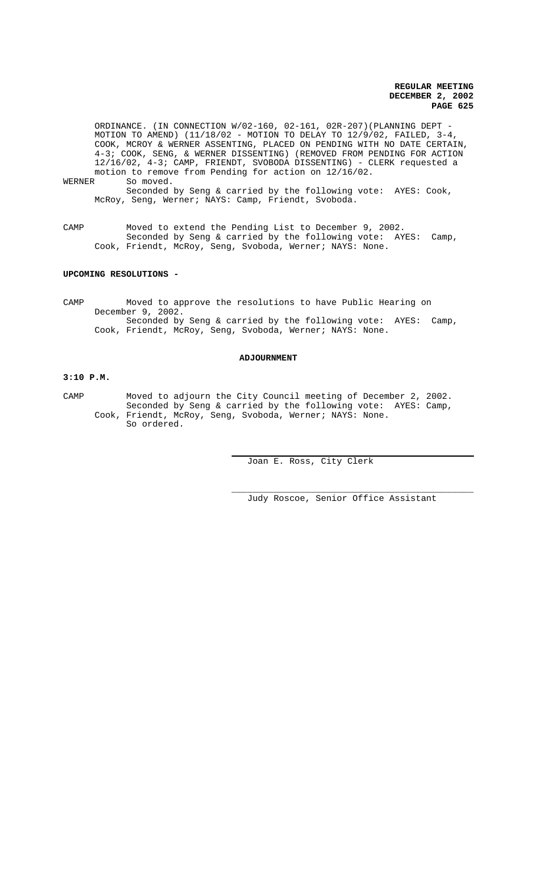ORDINANCE. (IN CONNECTION W/02-160, 02-161, 02R-207)(PLANNING DEPT - MOTION TO AMEND) (11/18/02 - MOTION TO DELAY TO 12/9/02, FAILED, 3-4, COOK, MCROY & WERNER ASSENTING, PLACED ON PENDING WITH NO DATE CERTAIN, 4-3; COOK, SENG, & WERNER DISSENTING) (REMOVED FROM PENDING FOR ACTION 12/16/02, 4-3; CAMP, FRIENDT, SVOBODA DISSENTING) - CLERK requested a motion to remove from Pending for action on 12/16/02.

WERNER So moved.

Seconded by Seng & carried by the following vote: AYES: Cook, McRoy, Seng, Werner; NAYS: Camp, Friendt, Svoboda.

CAMP Moved to extend the Pending List to December 9, 2002.

Seconded by Seng & carried by the following vote: AYES: Camp, Cook, Friendt, McRoy, Seng, Svoboda, Werner; NAYS: None.

**UPCOMING RESOLUTIONS -**

CAMP Moved to approve the resolutions to have Public Hearing on December 9, 2002.

Seconded by Seng & carried by the following vote: AYES: Camp, Cook, Friendt, McRoy, Seng, Svoboda, Werner; NAYS: None.

## ADJOURNMENT

**3:10 P.M.**

CAMP Moved to adjourn the City Council meeting of December 2, 2002.

Seconded by Seng & carried by the following vote: AYES: Camp, Cook, Friendt, McRoy, Seng, Svoboda, Werner; NAYS: None.

So ordered.

Joan E. Ross, City Clerk

Judy Roscoe, Senior Office Assistant